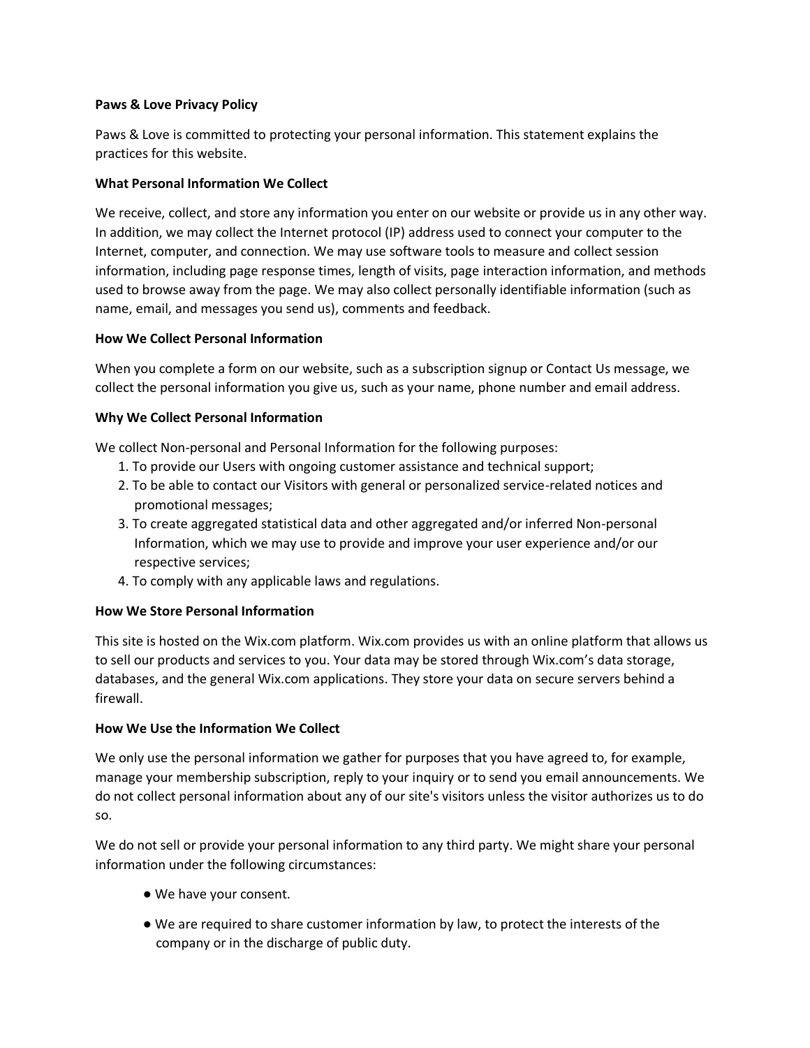# Paws & Love Privacy Policy

Paws & Love is committed to protecting your personal information. This statement explains the practices for this website.

## What Personal Information We Collect

We receive, collect, and store any information you enter on our website or provide us in any other way. In addition, we may collect the Internet protocol (IP) address used to connect your computer to the Internet, computer, and connection. We may use software tools to measure and collect session information, including page response times, length of visits, page interaction information, and methods used to browse away from the page. We may also collect personally identifiable information (such as name, email, and messages you send us), comments and feedback.

## How We Collect Personal Information

When you complete a form on our website, such as a subscription signup or Contact Us message, we collect the personal information you give us, such as your name, phone number and email address.

## Why We Collect Personal Information

We collect Non-personal and Personal Information for the following purposes:

1. To provide our Users with ongoing customer assistance and technical support;
2. To be able to contact our Visitors with general or personalized service-related notices and promotional messages;
3. To create aggregated statistical data and other aggregated and/or inferred Non-personal Information, which we may use to provide and improve your user experience and/or our respective services;
4. To comply with any applicable laws and regulations.

## How We Store Personal Information

This site is hosted on the Wix.com platform. Wix.com provides us with an online platform that allows us to sell our products and services to you. Your data may be stored through Wix.com's data storage, databases, and the general Wix.com applications. They store your data on secure servers behind a firewall.

## How We Use the Information We Collect

We only use the personal information we gather for purposes that you have agreed to, for example, manage your membership subscription, reply to your inquiry or to send you email announcements. We do not collect personal information about any of our site's visitors unless the visitor authorizes us to do so.

We do not sell or provide your personal information to any third party. We might share your personal information under the following circumstances:

- We have your consent.
- We are required to share customer information by law, to protect the interests of the company or in the discharge of public duty.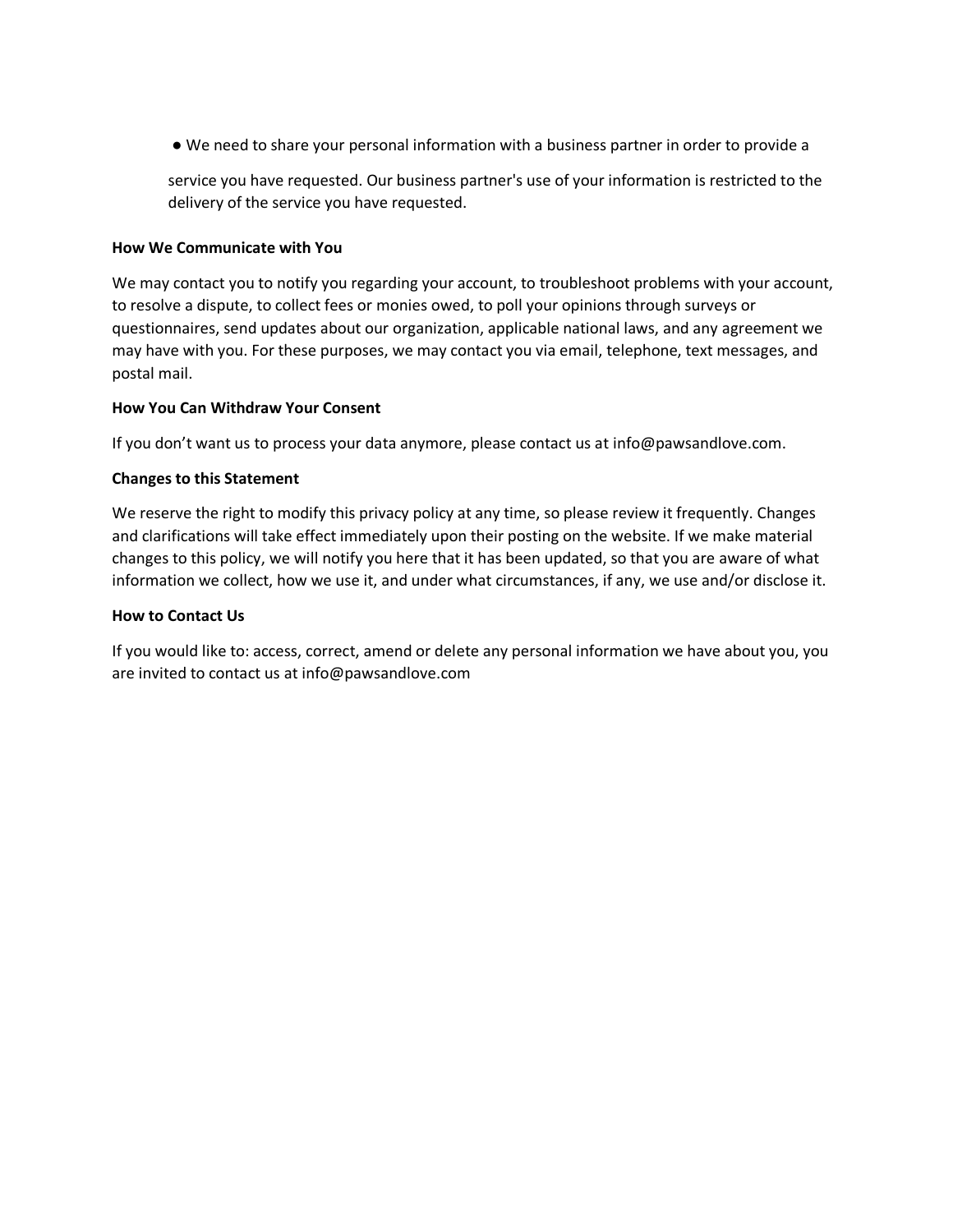- We need to share your personal information with a business partner in order to provide a service you have requested. Our business partner's use of your information is restricted to the delivery of the service you have requested.

**How We Communicate with You**

We may contact you to notify you regarding your account, to troubleshoot problems with your account, to resolve a dispute, to collect fees or monies owed, to poll your opinions through surveys or questionnaires, send updates about our organization, applicable national laws, and any agreement we may have with you. For these purposes, we may contact you via email, telephone, text messages, and postal mail.

**How You Can Withdraw Your Consent**

If you don't want us to process your data anymore, please contact us at info@pawsandlove.com.

**Changes to this Statement**

We reserve the right to modify this privacy policy at any time, so please review it frequently. Changes and clarifications will take effect immediately upon their posting on the website. If we make material changes to this policy, we will notify you here that it has been updated, so that you are aware of what information we collect, how we use it, and under what circumstances, if any, we use and/or disclose it.

**How to Contact Us**

If you would like to: access, correct, amend or delete any personal information we have about you, you are invited to contact us at info@pawsandlove.com